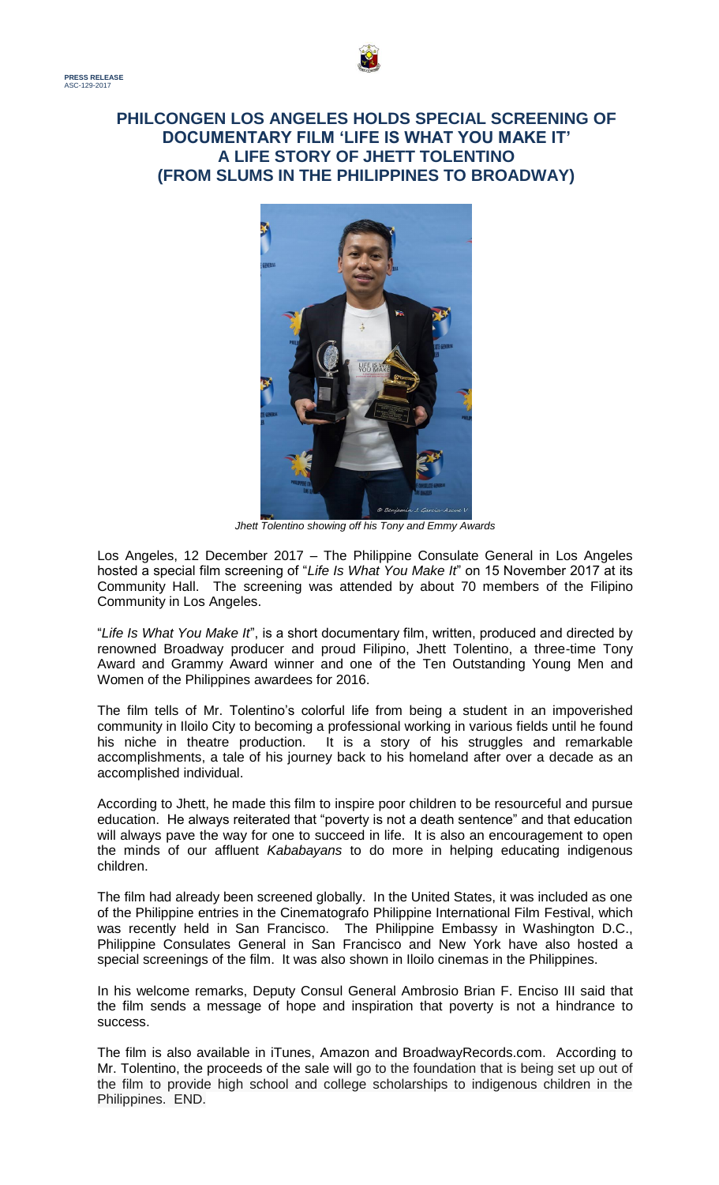**PRESS RELEASE**
ASC-129-2017

# PHILCONGEN LOS ANGELES HOLDS SPECIAL SCREENING OF DOCUMENTARY FILM 'LIFE IS WHAT YOU MAKE IT' A LIFE STORY OF JHETT TOLENTINO (FROM SLUMS IN THE PHILIPPINES TO BROADWAY)

*Jhett Tolentino showing off his Tony and Emmy Awards*

Los Angeles, 12 December 2017 – The Philippine Consulate General in Los Angeles hosted a special film screening of "*Life Is What You Make It*" on 15 November 2017 at its Community Hall. The screening was attended by about 70 members of the Filipino Community in Los Angeles.

"*Life Is What You Make It*", is a short documentary film, written, produced and directed by renowned Broadway producer and proud Filipino, Jhett Tolentino, a three-time Tony Award and Grammy Award winner and one of the Ten Outstanding Young Men and Women of the Philippines awardees for 2016.

The film tells of Mr. Tolentino's colorful life from being a student in an impoverished community in Iloilo City to becoming a professional working in various fields until he found his niche in theatre production. It is a story of his struggles and remarkable accomplishments, a tale of his journey back to his homeland after over a decade as an accomplished individual.

According to Jhett, he made this film to inspire poor children to be resourceful and pursue education. He always reiterated that "poverty is not a death sentence" and that education will always pave the way for one to succeed in life. It is also an encouragement to open the minds of our affluent *Kababayans* to do more in helping educating indigenous children.

The film had already been screened globally. In the United States, it was included as one of the Philippine entries in the Cinematografo Philippine International Film Festival, which was recently held in San Francisco. The Philippine Embassy in Washington D.C., Philippine Consulates General in San Francisco and New York have also hosted a special screenings of the film. It was also shown in Iloilo cinemas in the Philippines.

In his welcome remarks, Deputy Consul General Ambrosio Brian F. Enciso III said that the film sends a message of hope and inspiration that poverty is not a hindrance to success.

The film is also available in iTunes, Amazon and BroadwayRecords.com. According to Mr. Tolentino, the proceeds of the sale will go to the foundation that is being set up out of the film to provide high school and college scholarships to indigenous children in the Philippines. END.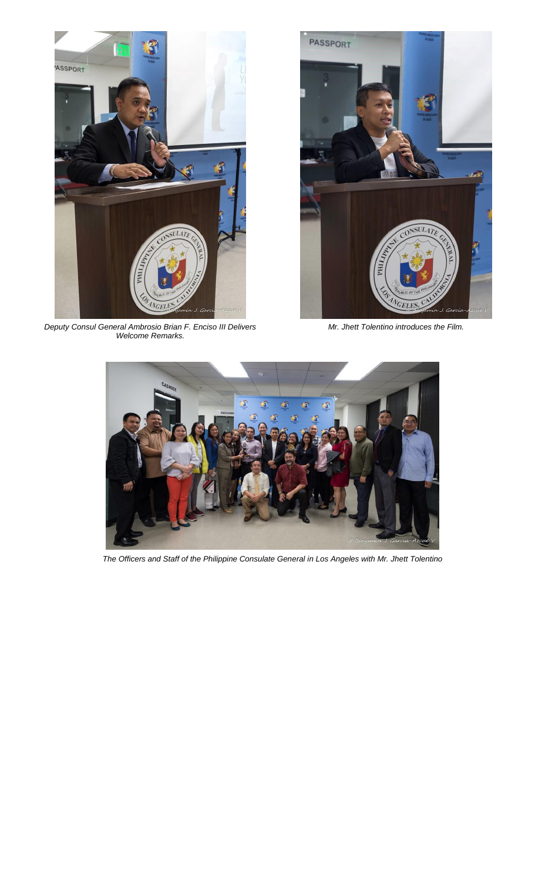Deputy Consul General Ambrosio Brian F. Enciso III Delivers Welcome Remarks.

Mr. Jhett Tolentino introduces the Film.

The Officers and Staff of the Philippine Consulate General in Los Angeles with Mr. Jhett Tolentino